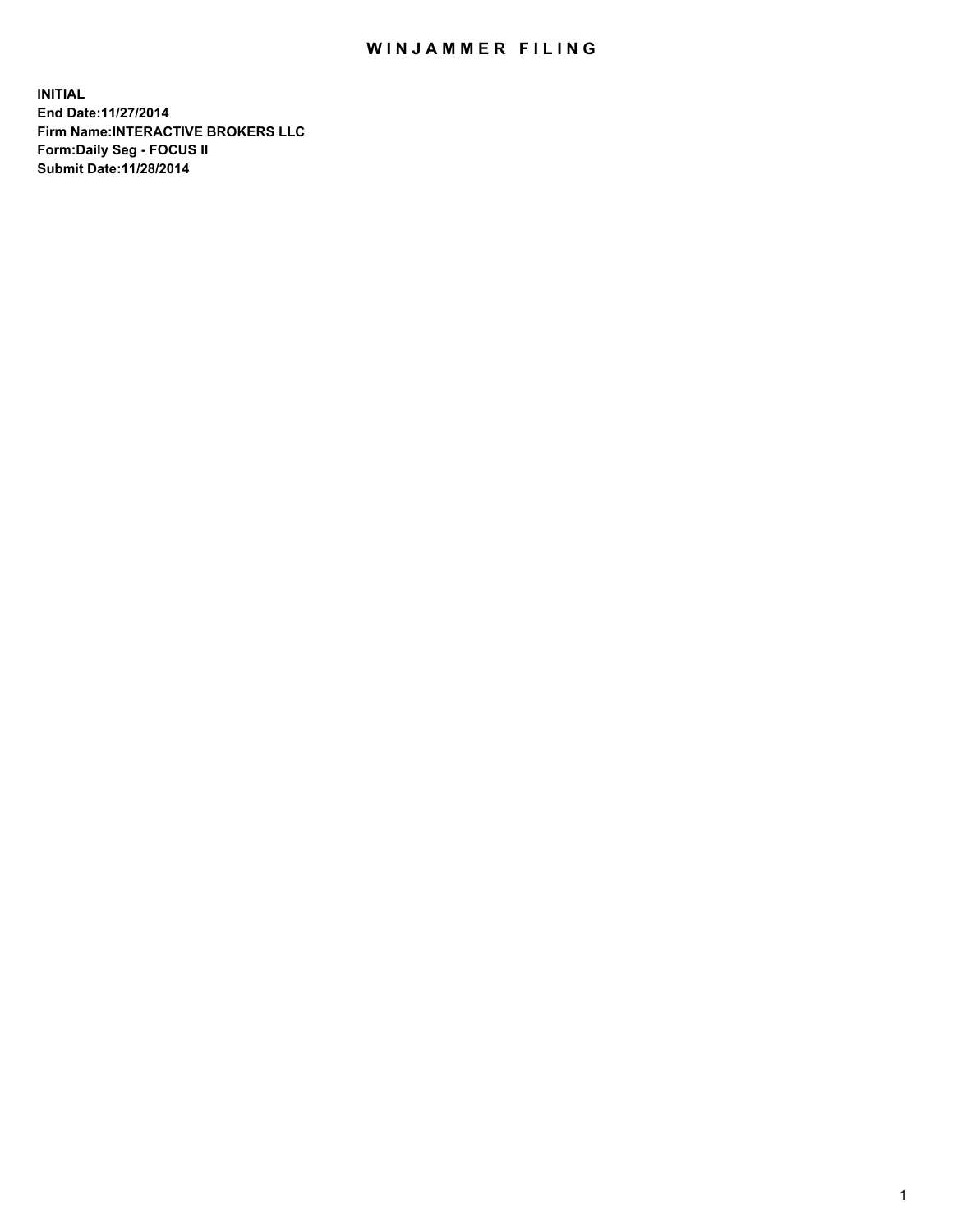# WINJAMMER FILING

**INITIAL**
**End Date:11/27/2014**
**Firm Name:INTERACTIVE BROKERS LLC**
**Form:Daily Seg - FOCUS II**
**Submit Date:11/28/2014**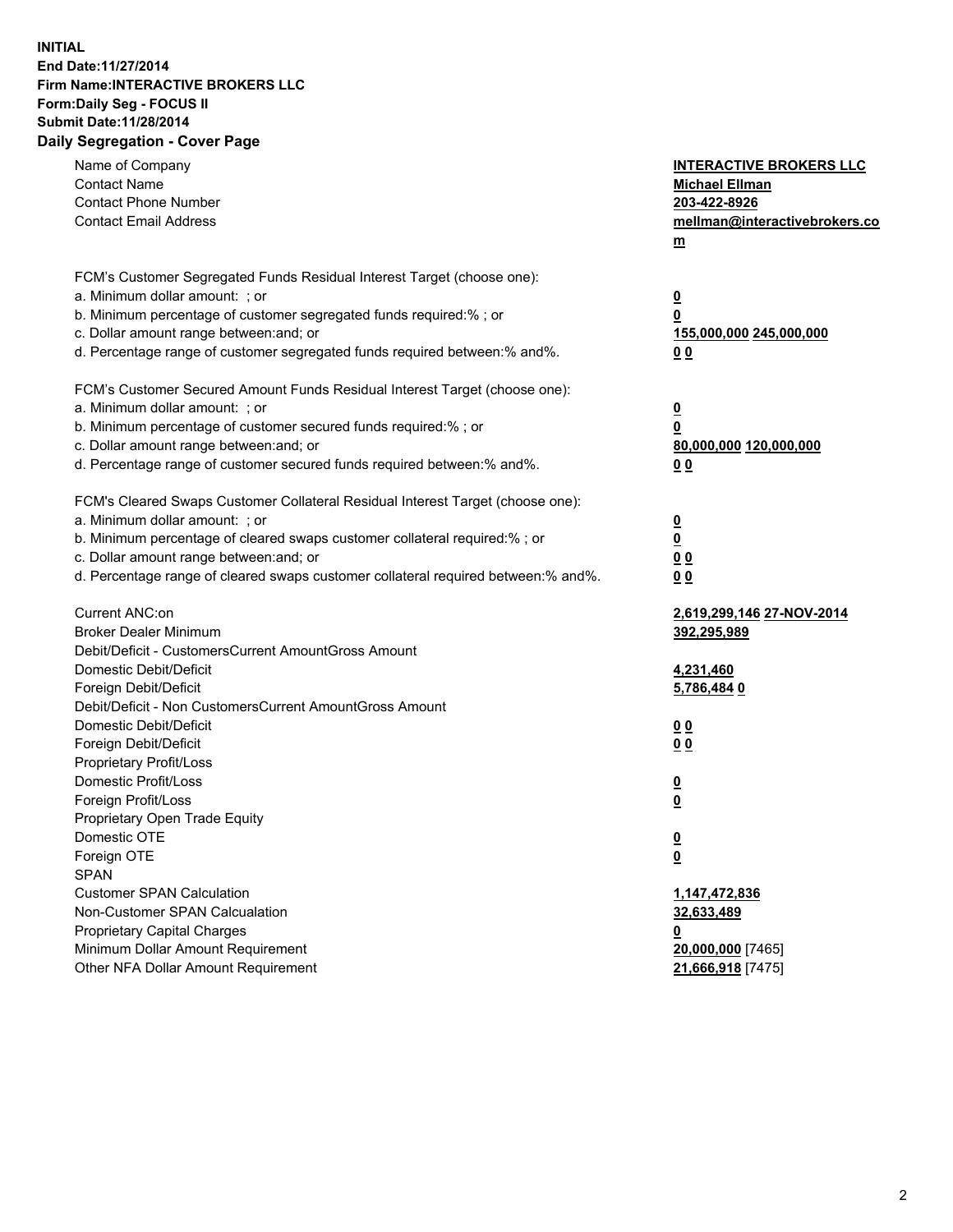**INITIAL**
**End Date:11/27/2014**
**Firm Name:INTERACTIVE BROKERS LLC**
**Form:Daily Seg - FOCUS II**
**Submit Date:11/28/2014**
**Daily Segregation - Cover Page**

| | |
|---|---|
| Name of Company | **INTERACTIVE BROKERS LLC** |
| Contact Name | **Michael Ellman** |
| Contact Phone Number | **203-422-8926** |
| Contact Email Address | **mellman@interactivebrokers.com** |
| FCM's Customer Segregated Funds Residual Interest Target (choose one): | |
| a. Minimum dollar amount: ; or | **0** |
| b. Minimum percentage of customer segregated funds required:% ; or | **0** |
| c. Dollar amount range between:and; or | **155,000,000 245,000,000** |
| d. Percentage range of customer segregated funds required between:% and%. | **0 0** |
| FCM's Customer Secured Amount Funds Residual Interest Target (choose one): | |
| a. Minimum dollar amount: ; or | **0** |
| b. Minimum percentage of customer secured funds required:% ; or | **0** |
| c. Dollar amount range between:and; or | **80,000,000 120,000,000** |
| d. Percentage range of customer secured funds required between:% and%. | **0 0** |
| FCM's Cleared Swaps Customer Collateral Residual Interest Target (choose one): | |
| a. Minimum dollar amount: ; or | **0** |
| b. Minimum percentage of cleared swaps customer collateral required:% ; or | **0** |
| c. Dollar amount range between:and; or | **0 0** |
| d. Percentage range of cleared swaps customer collateral required between:% and%. | **0 0** |
| Current ANC:on | **2,619,299,146 27-NOV-2014** |
| Broker Dealer Minimum | **392,295,989** |
| Debit/Deficit - CustomersCurrent AmountGross Amount | |
| Domestic Debit/Deficit | **4,231,460** |
| Foreign Debit/Deficit | **5,786,484 0** |
| Debit/Deficit - Non CustomersCurrent AmountGross Amount | |
| Domestic Debit/Deficit | **0 0** |
| Foreign Debit/Deficit | **0 0** |
| Proprietary Profit/Loss | |
| Domestic Profit/Loss | **0** |
| Foreign Profit/Loss | **0** |
| Proprietary Open Trade Equity | |
| Domestic OTE | **0** |
| Foreign OTE | **0** |
| SPAN | |
| Customer SPAN Calculation | **1,147,472,836** |
| Non-Customer SPAN Calcualation | **32,633,489** |
| Proprietary Capital Charges | **0** |
| Minimum Dollar Amount Requirement | **20,000,000** [7465] |
| Other NFA Dollar Amount Requirement | **21,666,918** [7475] |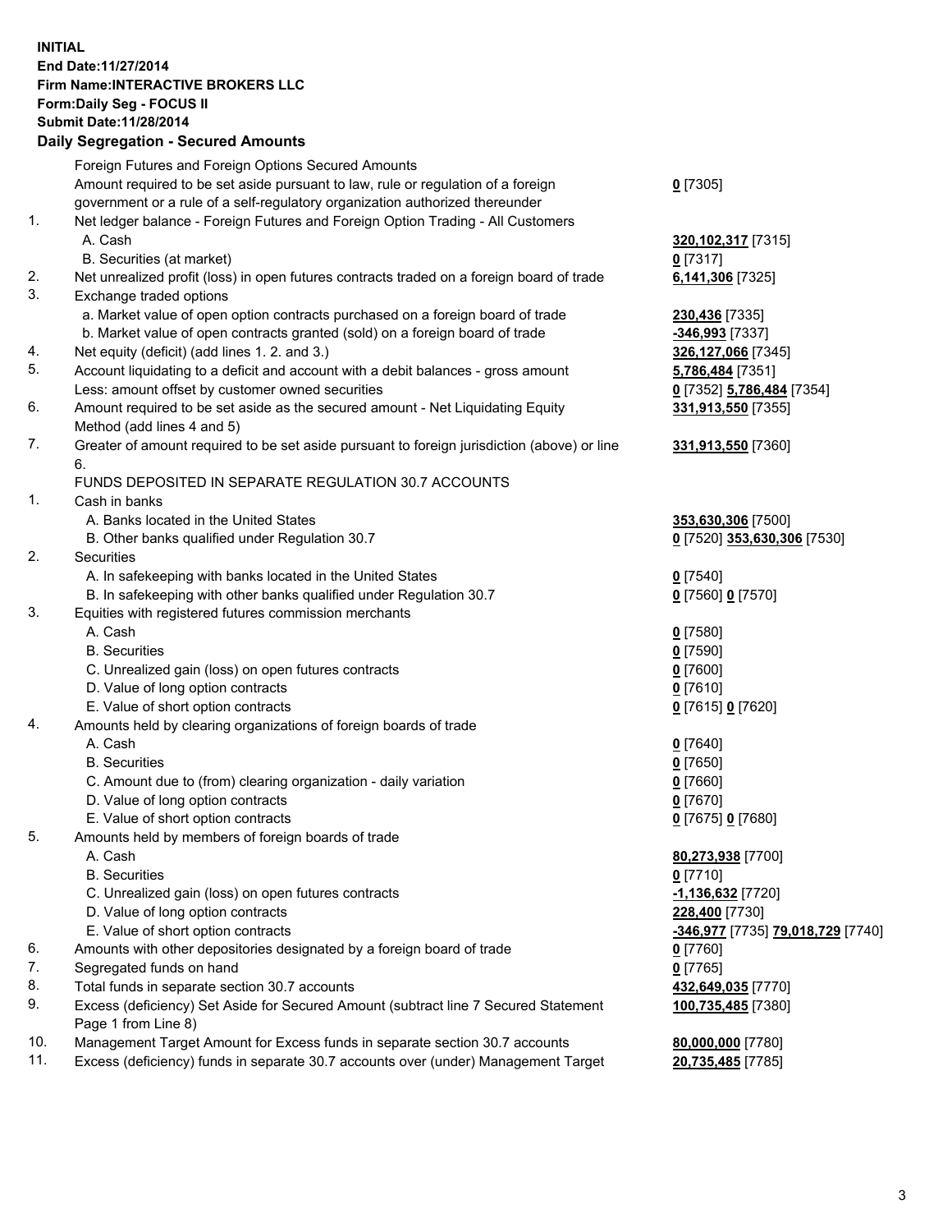**INITIAL**
**End Date:11/27/2014**
**Firm Name:INTERACTIVE BROKERS LLC**
**Form:Daily Seg - FOCUS II**
**Submit Date:11/28/2014**

## Daily Segregation - Secured Amounts

| | | |
|---|---|---|
| | Foreign Futures and Foreign Options Secured Amounts | |
| | Amount required to be set aside pursuant to law, rule or regulation of a foreign government or a rule of a self-regulatory organization authorized thereunder | **0** [7305] |
| 1. | Net ledger balance - Foreign Futures and Foreign Option Trading - All Customers | |
| | A. Cash | **320,102,317** [7315] |
| | B. Securities (at market) | **0** [7317] |
| 2. | Net unrealized profit (loss) in open futures contracts traded on a foreign board of trade | **6,141,306** [7325] |
| 3. | Exchange traded options | |
| | a. Market value of open option contracts purchased on a foreign board of trade | **230,436** [7335] |
| | b. Market value of open contracts granted (sold) on a foreign board of trade | **-346,993** [7337] |
| 4. | Net equity (deficit) (add lines 1. 2. and 3.) | **326,127,066** [7345] |
| 5. | Account liquidating to a deficit and account with a debit balances - gross amount | **5,786,484** [7351] |
| | Less: amount offset by customer owned securities | **0** [7352] **5,786,484** [7354] |
| 6. | Amount required to be set aside as the secured amount - Net Liquidating Equity Method (add lines 4 and 5) | **331,913,550** [7355] |
| 7. | Greater of amount required to be set aside pursuant to foreign jurisdiction (above) or line 6. | **331,913,550** [7360] |
| | FUNDS DEPOSITED IN SEPARATE REGULATION 30.7 ACCOUNTS | |
| 1. | Cash in banks | |
| | A. Banks located in the United States | **353,630,306** [7500] |
| | B. Other banks qualified under Regulation 30.7 | **0** [7520] **353,630,306** [7530] |
| 2. | Securities | |
| | A. In safekeeping with banks located in the United States | **0** [7540] |
| | B. In safekeeping with other banks qualified under Regulation 30.7 | **0** [7560] **0** [7570] |
| 3. | Equities with registered futures commission merchants | |
| | A. Cash | **0** [7580] |
| | B. Securities | **0** [7590] |
| | C. Unrealized gain (loss) on open futures contracts | **0** [7600] |
| | D. Value of long option contracts | **0** [7610] |
| | E. Value of short option contracts | **0** [7615] **0** [7620] |
| 4. | Amounts held by clearing organizations of foreign boards of trade | |
| | A. Cash | **0** [7640] |
| | B. Securities | **0** [7650] |
| | C. Amount due to (from) clearing organization - daily variation | **0** [7660] |
| | D. Value of long option contracts | **0** [7670] |
| | E. Value of short option contracts | **0** [7675] **0** [7680] |
| 5. | Amounts held by members of foreign boards of trade | |
| | A. Cash | **80,273,938** [7700] |
| | B. Securities | **0** [7710] |
| | C. Unrealized gain (loss) on open futures contracts | **-1,136,632** [7720] |
| | D. Value of long option contracts | **228,400** [7730] |
| | E. Value of short option contracts | **-346,977** [7735] **79,018,729** [7740] |
| 6. | Amounts with other depositories designated by a foreign board of trade | **0** [7760] |
| 7. | Segregated funds on hand | **0** [7765] |
| 8. | Total funds in separate section 30.7 accounts | **432,649,035** [7770] |
| 9. | Excess (deficiency) Set Aside for Secured Amount (subtract line 7 Secured Statement Page 1 from Line 8) | **100,735,485** [7380] |
| 10. | Management Target Amount for Excess funds in separate section 30.7 accounts | **80,000,000** [7780] |
| 11. | Excess (deficiency) funds in separate 30.7 accounts over (under) Management Target | **20,735,485** [7785] |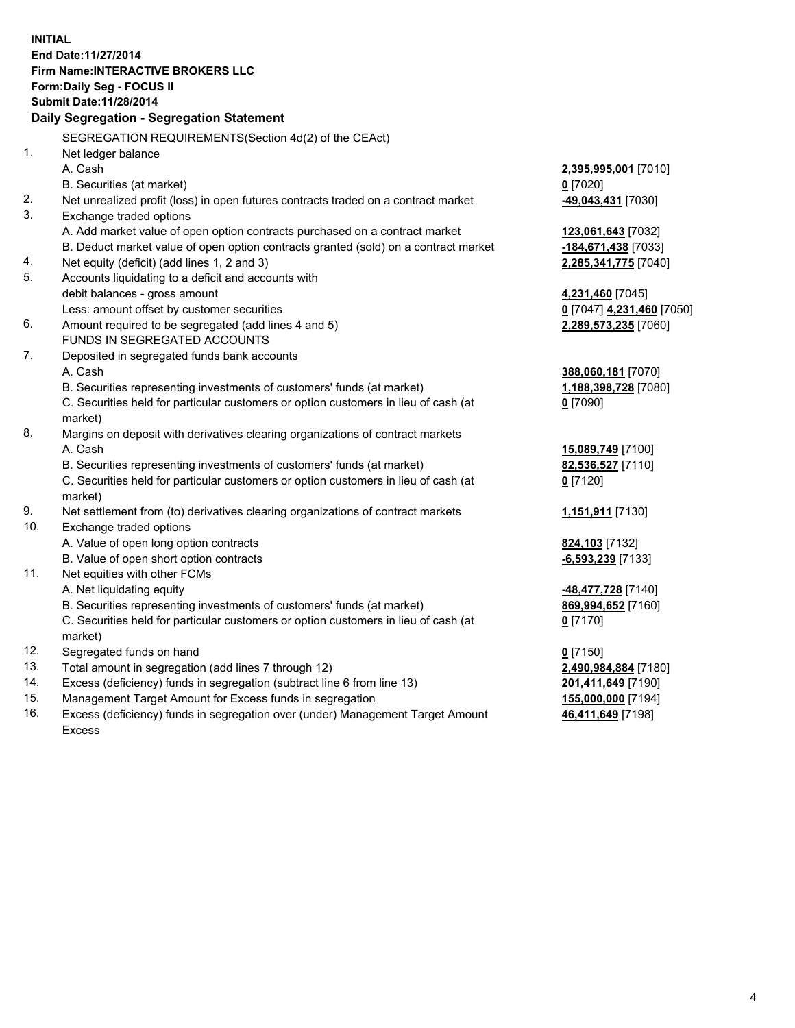**INITIAL**
**End Date:11/27/2014**
**Firm Name:INTERACTIVE BROKERS LLC**
**Form:Daily Seg - FOCUS II**
**Submit Date:11/28/2014**

## Daily Segregation - Segregation Statement

SEGREGATION REQUIREMENTS(Section 4d(2) of the CEAct)

| | | |
|---|---|---|
| 1. | Net ledger balance | |
| | A. Cash | **2,395,995,001** [7010] |
| | B. Securities (at market) | **0** [7020] |
| 2. | Net unrealized profit (loss) in open futures contracts traded on a contract market | **-49,043,431** [7030] |
| 3. | Exchange traded options | |
| | A. Add market value of open option contracts purchased on a contract market | **123,061,643** [7032] |
| | B. Deduct market value of open option contracts granted (sold) on a contract market | **-184,671,438** [7033] |
| 4. | Net equity (deficit) (add lines 1, 2 and 3) | **2,285,341,775** [7040] |
| 5. | Accounts liquidating to a deficit and accounts with debit balances - gross amount | **4,231,460** [7045] |
| | Less: amount offset by customer securities | **0** [7047] **4,231,460** [7050] |
| 6. | Amount required to be segregated (add lines 4 and 5) | **2,289,573,235** [7060] |
| | FUNDS IN SEGREGATED ACCOUNTS | |
| 7. | Deposited in segregated funds bank accounts | |
| | A. Cash | **388,060,181** [7070] |
| | B. Securities representing investments of customers' funds (at market) | **1,188,398,728** [7080] |
| | C. Securities held for particular customers or option customers in lieu of cash (at market) | **0** [7090] |
| 8. | Margins on deposit with derivatives clearing organizations of contract markets | |
| | A. Cash | **15,089,749** [7100] |
| | B. Securities representing investments of customers' funds (at market) | **82,536,527** [7110] |
| | C. Securities held for particular customers or option customers in lieu of cash (at market) | **0** [7120] |
| 9. | Net settlement from (to) derivatives clearing organizations of contract markets | **1,151,911** [7130] |
| 10. | Exchange traded options | |
| | A. Value of open long option contracts | **824,103** [7132] |
| | B. Value of open short option contracts | **-6,593,239** [7133] |
| 11. | Net equities with other FCMs | |
| | A. Net liquidating equity | **-48,477,728** [7140] |
| | B. Securities representing investments of customers' funds (at market) | **869,994,652** [7160] |
| | C. Securities held for particular customers or option customers in lieu of cash (at market) | **0** [7170] |
| 12. | Segregated funds on hand | **0** [7150] |
| 13. | Total amount in segregation (add lines 7 through 12) | **2,490,984,884** [7180] |
| 14. | Excess (deficiency) funds in segregation (subtract line 6 from line 13) | **201,411,649** [7190] |
| 15. | Management Target Amount for Excess funds in segregation | **155,000,000** [7194] |
| 16. | Excess (deficiency) funds in segregation over (under) Management Target Amount Excess | **46,411,649** [7198] |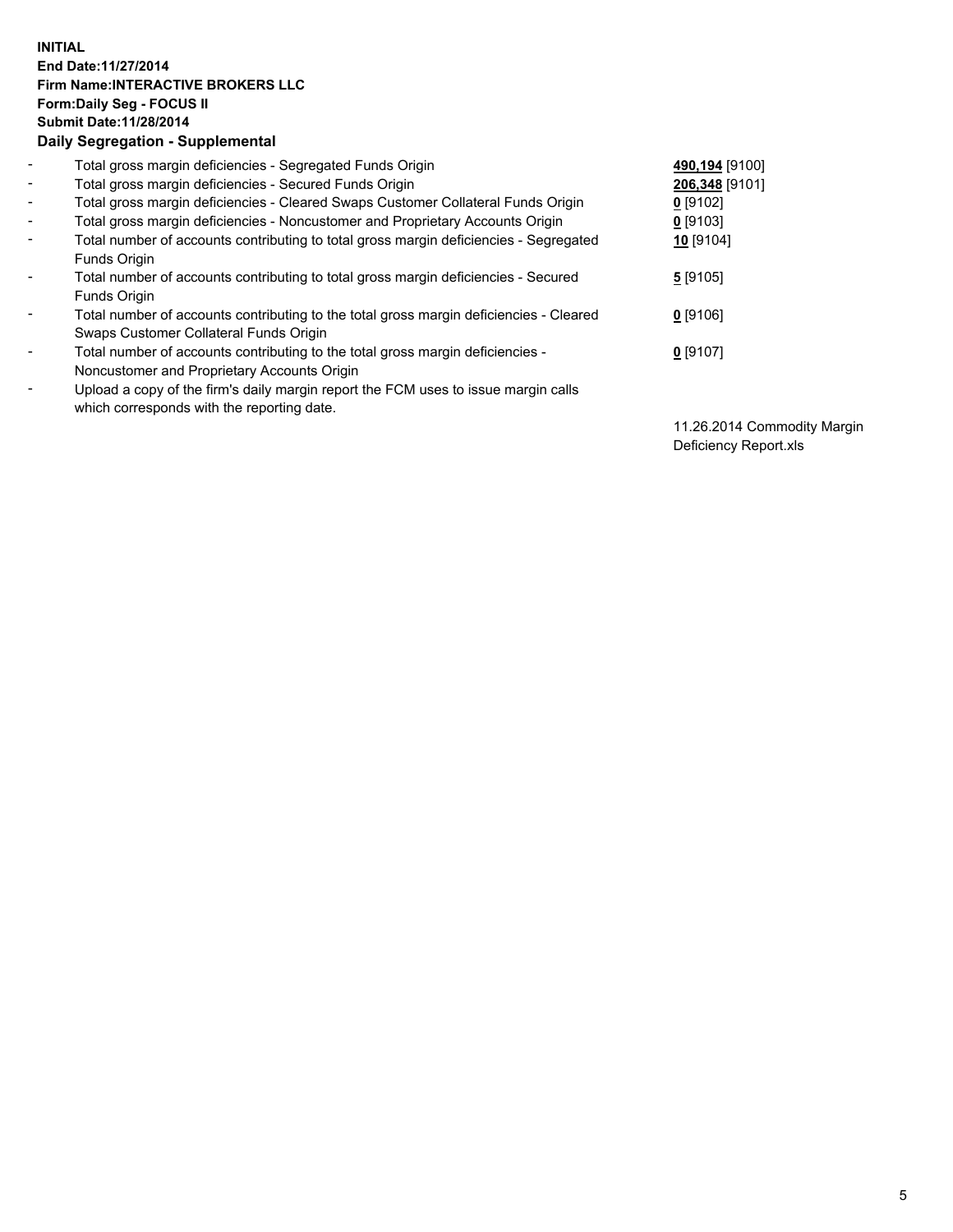**INITIAL**
**End Date:11/27/2014**
**Firm Name:INTERACTIVE BROKERS LLC**
**Form:Daily Seg - FOCUS II**
**Submit Date:11/28/2014**

**Daily Segregation - Supplemental**

- Total gross margin deficiencies - Segregated Funds Origin — **490,194** [9100]
- Total gross margin deficiencies - Secured Funds Origin — **206,348** [9101]
- Total gross margin deficiencies - Cleared Swaps Customer Collateral Funds Origin — **0** [9102]
- Total gross margin deficiencies - Noncustomer and Proprietary Accounts Origin — **0** [9103]
- Total number of accounts contributing to total gross margin deficiencies - Segregated Funds Origin — **10** [9104]
- Total number of accounts contributing to total gross margin deficiencies - Secured Funds Origin — **5** [9105]
- Total number of accounts contributing to the total gross margin deficiencies - Cleared Swaps Customer Collateral Funds Origin — **0** [9106]
- Total number of accounts contributing to the total gross margin deficiencies - Noncustomer and Proprietary Accounts Origin — **0** [9107]
- Upload a copy of the firm's daily margin report the FCM uses to issue margin calls which corresponds with the reporting date. — 11.26.2014 Commodity Margin Deficiency Report.xls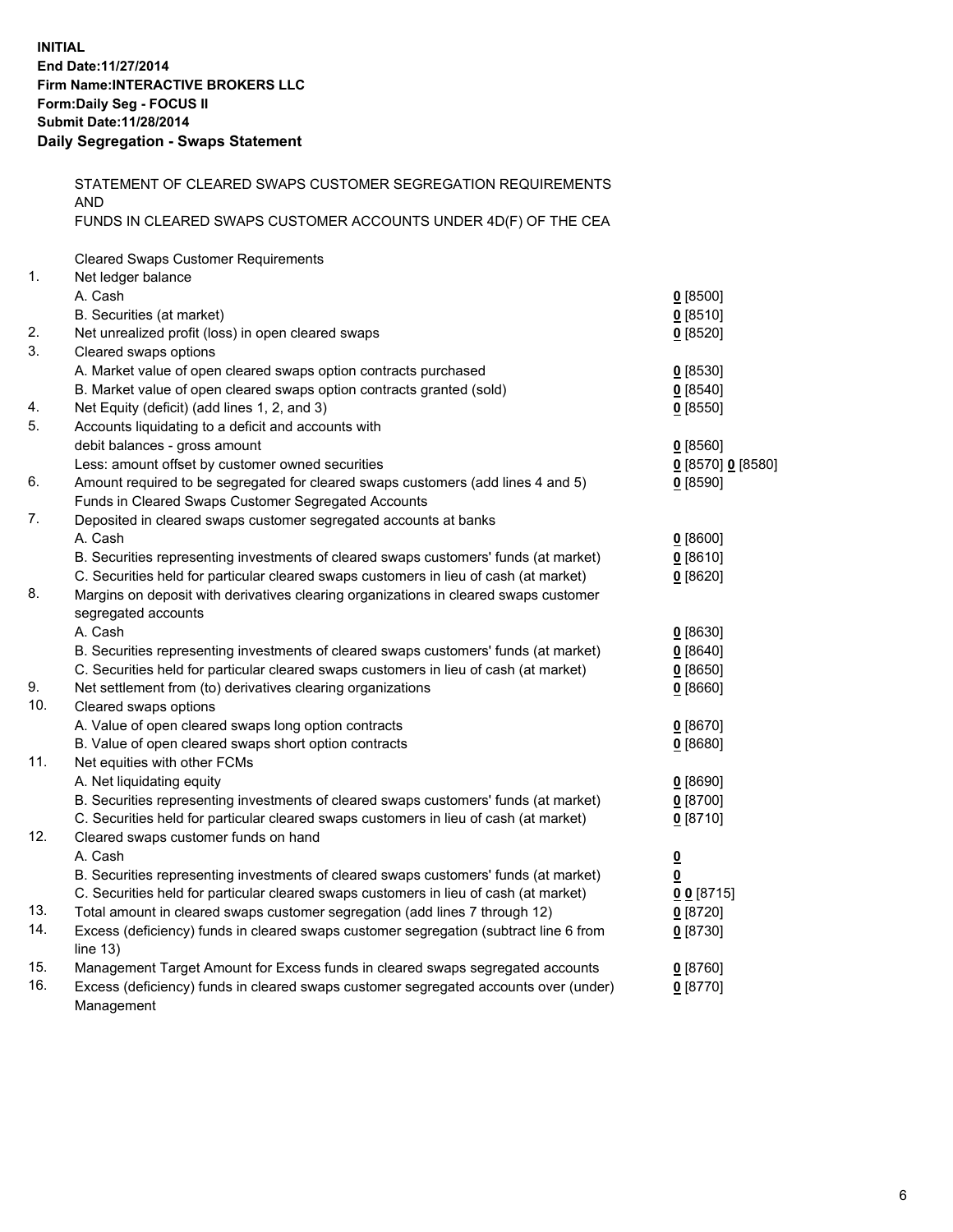**INITIAL**
**End Date:11/27/2014**
**Firm Name:INTERACTIVE BROKERS LLC**
**Form:Daily Seg - FOCUS II**
**Submit Date:11/28/2014**
**Daily Segregation - Swaps Statement**

STATEMENT OF CLEARED SWAPS CUSTOMER SEGREGATION REQUIREMENTS AND FUNDS IN CLEARED SWAPS CUSTOMER ACCOUNTS UNDER 4D(F) OF THE CEA

| | | |
|---|---|---|
| | Cleared Swaps Customer Requirements | |
| 1. | Net ledger balance | |
| | A. Cash | 0 [8500] |
| | B. Securities (at market) | 0 [8510] |
| 2. | Net unrealized profit (loss) in open cleared swaps | 0 [8520] |
| 3. | Cleared swaps options | |
| | A. Market value of open cleared swaps option contracts purchased | 0 [8530] |
| | B. Market value of open cleared swaps option contracts granted (sold) | 0 [8540] |
| 4. | Net Equity (deficit) (add lines 1, 2, and 3) | 0 [8550] |
| 5. | Accounts liquidating to a deficit and accounts with debit balances - gross amount | 0 [8560] |
| | Less: amount offset by customer owned securities | 0 [8570] 0 [8580] |
| 6. | Amount required to be segregated for cleared swaps customers (add lines 4 and 5) | 0 [8590] |
| | Funds in Cleared Swaps Customer Segregated Accounts | |
| 7. | Deposited in cleared swaps customer segregated accounts at banks | |
| | A. Cash | 0 [8600] |
| | B. Securities representing investments of cleared swaps customers' funds (at market) | 0 [8610] |
| | C. Securities held for particular cleared swaps customers in lieu of cash (at market) | 0 [8620] |
| 8. | Margins on deposit with derivatives clearing organizations in cleared swaps customer segregated accounts | |
| | A. Cash | 0 [8630] |
| | B. Securities representing investments of cleared swaps customers' funds (at market) | 0 [8640] |
| | C. Securities held for particular cleared swaps customers in lieu of cash (at market) | 0 [8650] |
| 9. | Net settlement from (to) derivatives clearing organizations | 0 [8660] |
| 10. | Cleared swaps options | |
| | A. Value of open cleared swaps long option contracts | 0 [8670] |
| | B. Value of open cleared swaps short option contracts | 0 [8680] |
| 11. | Net equities with other FCMs | |
| | A. Net liquidating equity | 0 [8690] |
| | B. Securities representing investments of cleared swaps customers' funds (at market) | 0 [8700] |
| | C. Securities held for particular cleared swaps customers in lieu of cash (at market) | 0 [8710] |
| 12. | Cleared swaps customer funds on hand | |
| | A. Cash | 0 |
| | B. Securities representing investments of cleared swaps customers' funds (at market) | 0 |
| | C. Securities held for particular cleared swaps customers in lieu of cash (at market) | 0 0 [8715] |
| 13. | Total amount in cleared swaps customer segregation (add lines 7 through 12) | 0 [8720] |
| 14. | Excess (deficiency) funds in cleared swaps customer segregation (subtract line 6 from line 13) | 0 [8730] |
| 15. | Management Target Amount for Excess funds in cleared swaps segregated accounts | 0 [8760] |
| 16. | Excess (deficiency) funds in cleared swaps customer segregated accounts over (under) Management | 0 [8770] |